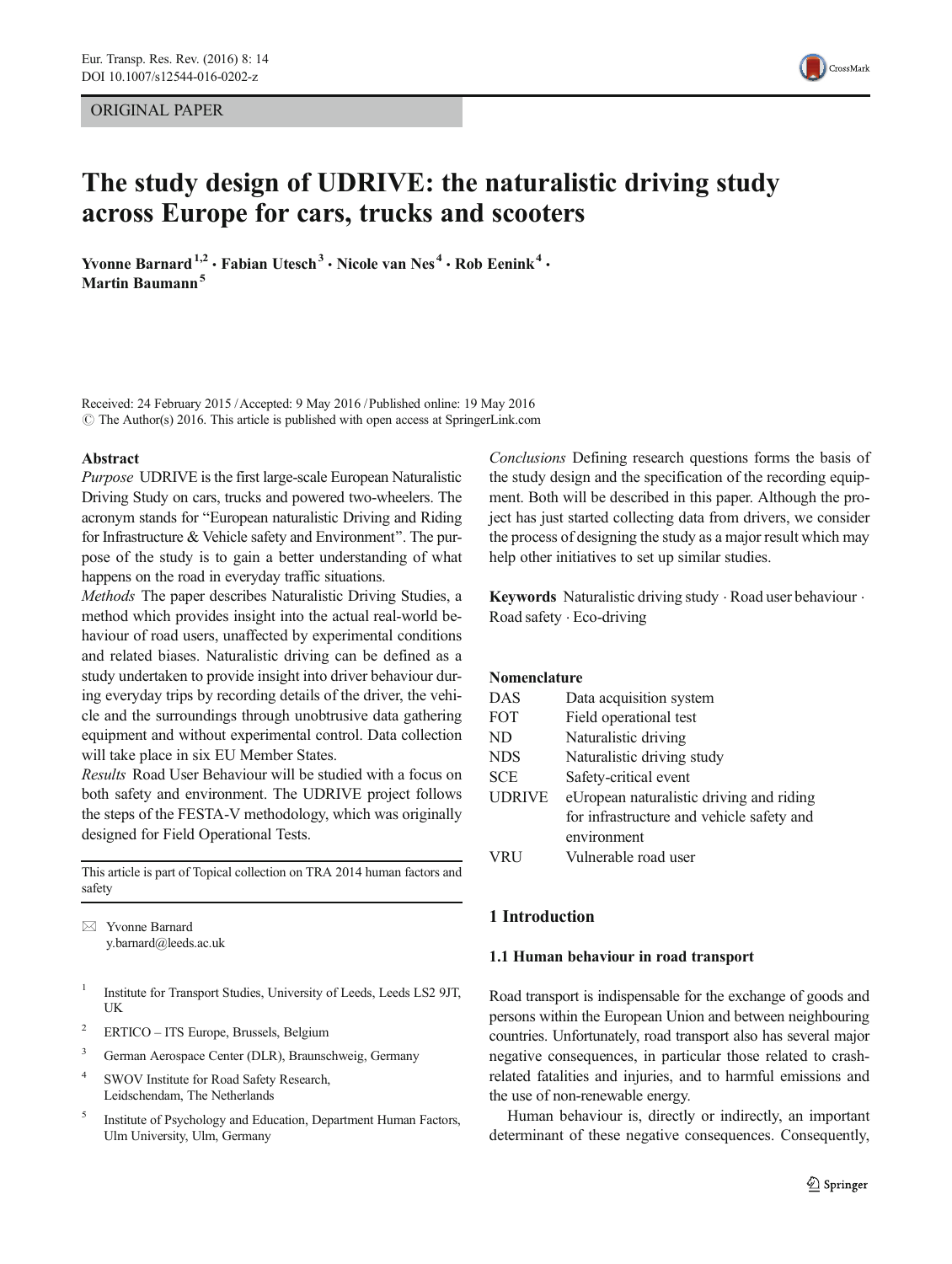ORIGINAL PAPER

# The study design of UDRIVE: the naturalistic driving study across Europe for cars, trucks and scooters

**Yvonne Barnard[1,2] · Fabian Utesch[3] · Nicole van Nes[4] · Rob Eenink[4] · Martin Baumann[5]**

Received: 24 February 2015 / Accepted: 9 May 2016 / Published online: 19 May 2016
© The Author(s) 2016. This article is published with open access at SpringerLink.com

## Abstract

*Purpose* UDRIVE is the first large-scale European Naturalistic Driving Study on cars, trucks and powered two-wheelers. The acronym stands for "European naturalistic Driving and Riding for Infrastructure & Vehicle safety and Environment". The purpose of the study is to gain a better understanding of what happens on the road in everyday traffic situations.

*Methods* The paper describes Naturalistic Driving Studies, a method which provides insight into the actual real-world behaviour of road users, unaffected by experimental conditions and related biases. Naturalistic driving can be defined as a study undertaken to provide insight into driver behaviour during everyday trips by recording details of the driver, the vehicle and the surroundings through unobtrusive data gathering equipment and without experimental control. Data collection will take place in six EU Member States.

*Results* Road User Behaviour will be studied with a focus on both safety and environment. The UDRIVE project follows the steps of the FESTA-V methodology, which was originally designed for Field Operational Tests.

*Conclusions* Defining research questions forms the basis of the study design and the specification of the recording equipment. Both will be described in this paper. Although the project has just started collecting data from drivers, we consider the process of designing the study as a major result which may help other initiatives to set up similar studies.

**Keywords** Naturalistic driving study · Road user behaviour · Road safety · Eco-driving

This article is part of Topical collection on TRA 2014 human factors and safety

✉ Yvonne Barnard
y.barnard@leeds.ac.uk

[1] Institute for Transport Studies, University of Leeds, Leeds LS2 9JT, UK

[2] ERTICO – ITS Europe, Brussels, Belgium

[3] German Aerospace Center (DLR), Braunschweig, Germany

[4] SWOV Institute for Road Safety Research, Leidschendam, The Netherlands

[5] Institute of Psychology and Education, Department Human Factors, Ulm University, Ulm, Germany

## Nomenclature

| | |
|---|---|
| DAS | Data acquisition system |
| FOT | Field operational test |
| ND | Naturalistic driving |
| NDS | Naturalistic driving study |
| SCE | Safety-critical event |
| UDRIVE | eUropean naturalistic driving and riding for infrastructure and vehicle safety and environment |
| VRU | Vulnerable road user |

## 1 Introduction

### 1.1 Human behaviour in road transport

Road transport is indispensable for the exchange of goods and persons within the European Union and between neighbouring countries. Unfortunately, road transport also has several major negative consequences, in particular those related to crash-related fatalities and injuries, and to harmful emissions and the use of non-renewable energy.

Human behaviour is, directly or indirectly, an important determinant of these negative consequences. Consequently,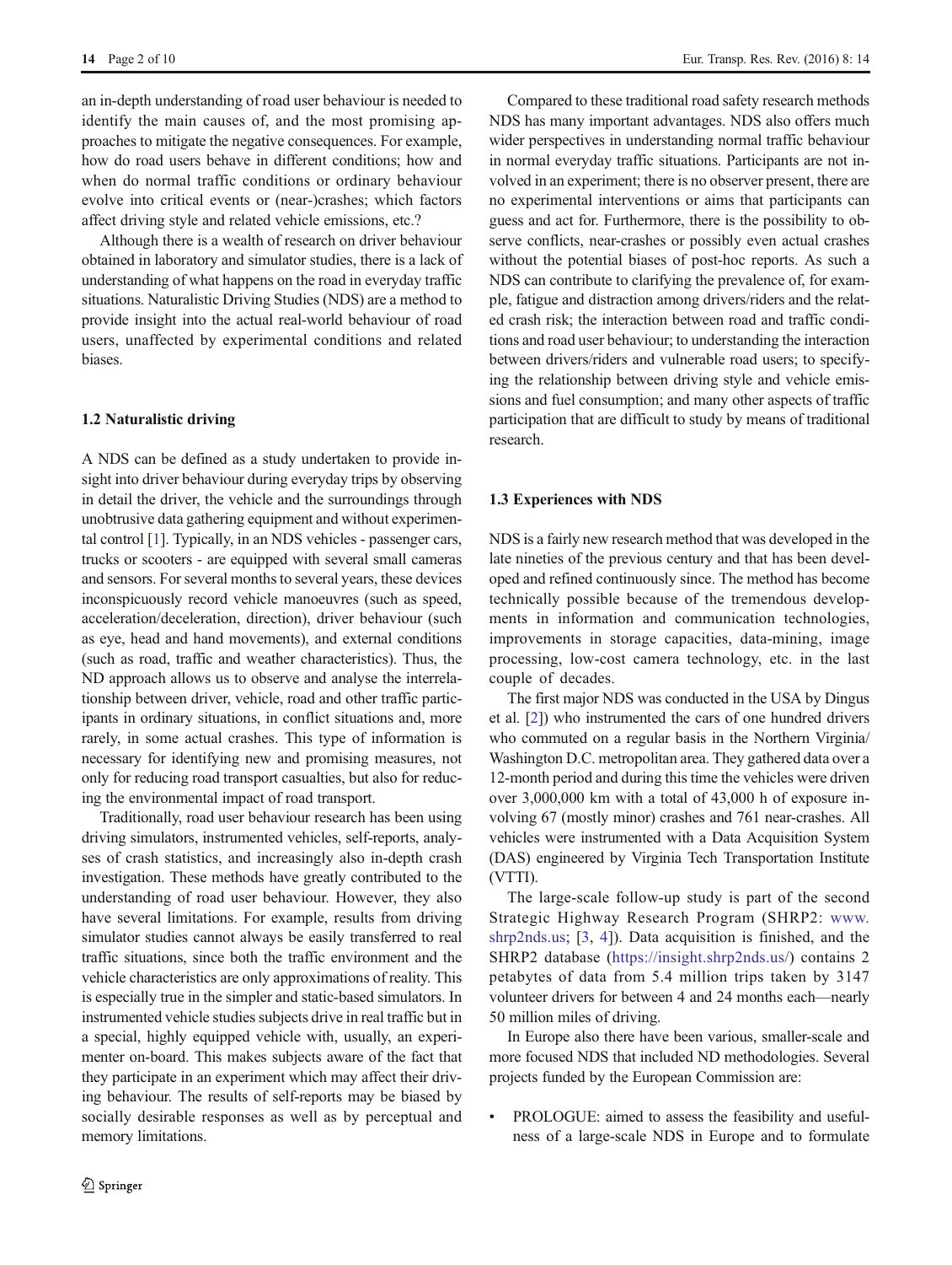an in-depth understanding of road user behaviour is needed to identify the main causes of, and the most promising approaches to mitigate the negative consequences. For example, how do road users behave in different conditions; how and when do normal traffic conditions or ordinary behaviour evolve into critical events or (near-)crashes; which factors affect driving style and related vehicle emissions, etc.?

Although there is a wealth of research on driver behaviour obtained in laboratory and simulator studies, there is a lack of understanding of what happens on the road in everyday traffic situations. Naturalistic Driving Studies (NDS) are a method to provide insight into the actual real-world behaviour of road users, unaffected by experimental conditions and related biases.

### 1.2 Naturalistic driving

A NDS can be defined as a study undertaken to provide insight into driver behaviour during everyday trips by observing in detail the driver, the vehicle and the surroundings through unobtrusive data gathering equipment and without experimental control [1]. Typically, in an NDS vehicles - passenger cars, trucks or scooters - are equipped with several small cameras and sensors. For several months to several years, these devices inconspicuously record vehicle manoeuvres (such as speed, acceleration/deceleration, direction), driver behaviour (such as eye, head and hand movements), and external conditions (such as road, traffic and weather characteristics). Thus, the ND approach allows us to observe and analyse the interrelationship between driver, vehicle, road and other traffic participants in ordinary situations, in conflict situations and, more rarely, in some actual crashes. This type of information is necessary for identifying new and promising measures, not only for reducing road transport casualties, but also for reducing the environmental impact of road transport.

Traditionally, road user behaviour research has been using driving simulators, instrumented vehicles, self-reports, analyses of crash statistics, and increasingly also in-depth crash investigation. These methods have greatly contributed to the understanding of road user behaviour. However, they also have several limitations. For example, results from driving simulator studies cannot always be easily transferred to real traffic situations, since both the traffic environment and the vehicle characteristics are only approximations of reality. This is especially true in the simpler and static-based simulators. In instrumented vehicle studies subjects drive in real traffic but in a special, highly equipped vehicle with, usually, an experimenter on-board. This makes subjects aware of the fact that they participate in an experiment which may affect their driving behaviour. The results of self-reports may be biased by socially desirable responses as well as by perceptual and memory limitations.

Compared to these traditional road safety research methods NDS has many important advantages. NDS also offers much wider perspectives in understanding normal traffic behaviour in normal everyday traffic situations. Participants are not involved in an experiment; there is no observer present, there are no experimental interventions or aims that participants can guess and act for. Furthermore, there is the possibility to observe conflicts, near-crashes or possibly even actual crashes without the potential biases of post-hoc reports. As such a NDS can contribute to clarifying the prevalence of, for example, fatigue and distraction among drivers/riders and the related crash risk; the interaction between road and traffic conditions and road user behaviour; to understanding the interaction between drivers/riders and vulnerable road users; to specifying the relationship between driving style and vehicle emissions and fuel consumption; and many other aspects of traffic participation that are difficult to study by means of traditional research.

### 1.3 Experiences with NDS

NDS is a fairly new research method that was developed in the late nineties of the previous century and that has been developed and refined continuously since. The method has become technically possible because of the tremendous developments in information and communication technologies, improvements in storage capacities, data-mining, image processing, low-cost camera technology, etc. in the last couple of decades.

The first major NDS was conducted in the USA by Dingus et al. [2]) who instrumented the cars of one hundred drivers who commuted on a regular basis in the Northern Virginia/ Washington D.C. metropolitan area. They gathered data over a 12-month period and during this time the vehicles were driven over 3,000,000 km with a total of 43,000 h of exposure involving 67 (mostly minor) crashes and 761 near-crashes. All vehicles were instrumented with a Data Acquisition System (DAS) engineered by Virginia Tech Transportation Institute (VTTI).

The large-scale follow-up study is part of the second Strategic Highway Research Program (SHRP2: www.shrp2nds.us; [3, 4]). Data acquisition is finished, and the SHRP2 database (https://insight.shrp2nds.us/) contains 2 petabytes of data from 5.4 million trips taken by 3147 volunteer drivers for between 4 and 24 months each—nearly 50 million miles of driving.

In Europe also there have been various, smaller-scale and more focused NDS that included ND methodologies. Several projects funded by the European Commission are:

- PROLOGUE: aimed to assess the feasibility and usefulness of a large-scale NDS in Europe and to formulate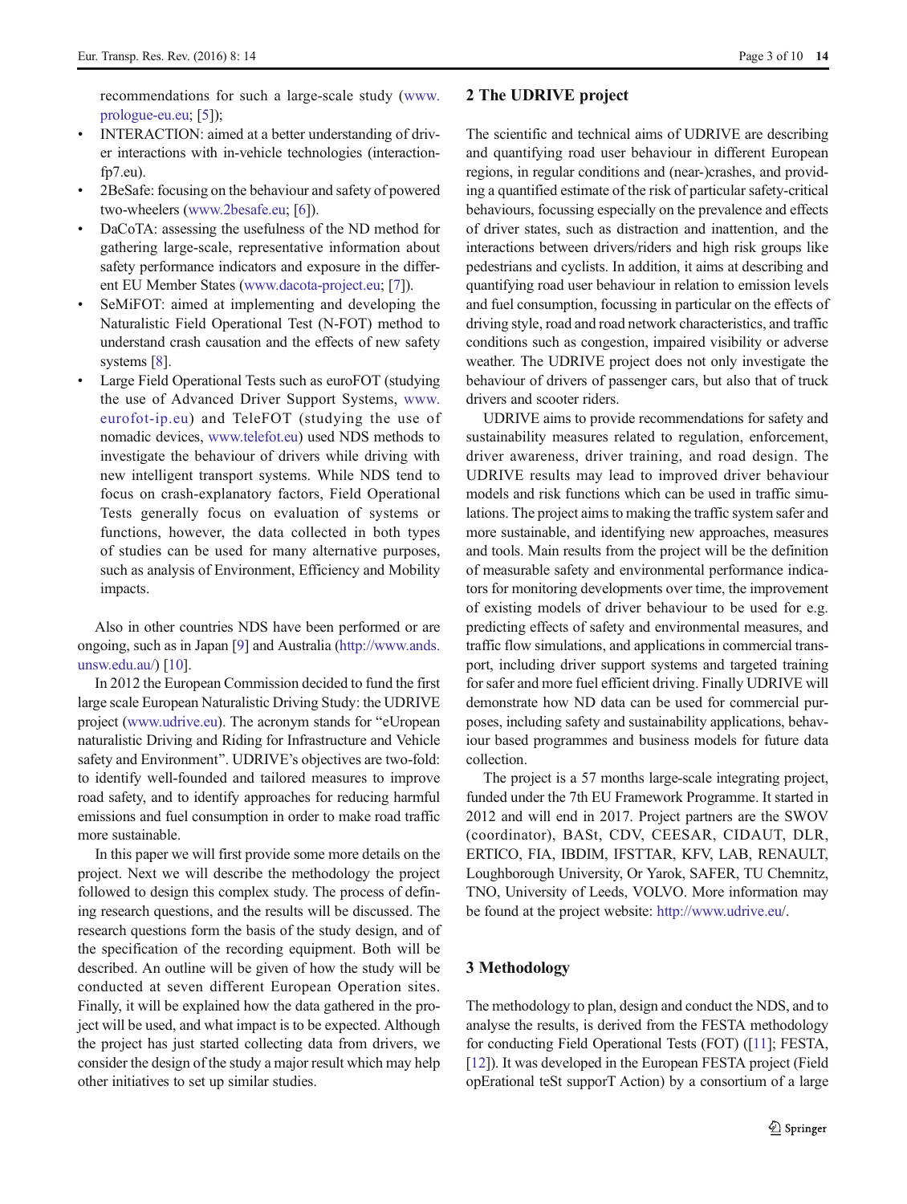recommendations for such a large-scale study (www.prologue-eu.eu; [5]);

- INTERACTION: aimed at a better understanding of driver interactions with in-vehicle technologies (interaction-fp7.eu).
- 2BeSafe: focusing on the behaviour and safety of powered two-wheelers (www.2besafe.eu; [6]).
- DaCoTA: assessing the usefulness of the ND method for gathering large-scale, representative information about safety performance indicators and exposure in the different EU Member States (www.dacota-project.eu; [7]).
- SeMiFOT: aimed at implementing and developing the Naturalistic Field Operational Test (N-FOT) method to understand crash causation and the effects of new safety systems [8].
- Large Field Operational Tests such as euroFOT (studying the use of Advanced Driver Support Systems, www.eurofot-ip.eu) and TeleFOT (studying the use of nomadic devices, www.telefot.eu) used NDS methods to investigate the behaviour of drivers while driving with new intelligent transport systems. While NDS tend to focus on crash-explanatory factors, Field Operational Tests generally focus on evaluation of systems or functions, however, the data collected in both types of studies can be used for many alternative purposes, such as analysis of Environment, Efficiency and Mobility impacts.

Also in other countries NDS have been performed or are ongoing, such as in Japan [9] and Australia (http://www.ands.unsw.edu.au/) [10].

In 2012 the European Commission decided to fund the first large scale European Naturalistic Driving Study: the UDRIVE project (www.udrive.eu). The acronym stands for "eUropean naturalistic Driving and Riding for Infrastructure and Vehicle safety and Environment". UDRIVE's objectives are two-fold: to identify well-founded and tailored measures to improve road safety, and to identify approaches for reducing harmful emissions and fuel consumption in order to make road traffic more sustainable.

In this paper we will first provide some more details on the project. Next we will describe the methodology the project followed to design this complex study. The process of defining research questions, and the results will be discussed. The research questions form the basis of the study design, and of the specification of the recording equipment. Both will be described. An outline will be given of how the study will be conducted at seven different European Operation sites. Finally, it will be explained how the data gathered in the project will be used, and what impact is to be expected. Although the project has just started collecting data from drivers, we consider the design of the study a major result which may help other initiatives to set up similar studies.

## 2 The UDRIVE project

The scientific and technical aims of UDRIVE are describing and quantifying road user behaviour in different European regions, in regular conditions and (near-)crashes, and providing a quantified estimate of the risk of particular safety-critical behaviours, focussing especially on the prevalence and effects of driver states, such as distraction and inattention, and the interactions between drivers/riders and high risk groups like pedestrians and cyclists. In addition, it aims at describing and quantifying road user behaviour in relation to emission levels and fuel consumption, focussing in particular on the effects of driving style, road and road network characteristics, and traffic conditions such as congestion, impaired visibility or adverse weather. The UDRIVE project does not only investigate the behaviour of drivers of passenger cars, but also that of truck drivers and scooter riders.

UDRIVE aims to provide recommendations for safety and sustainability measures related to regulation, enforcement, driver awareness, driver training, and road design. The UDRIVE results may lead to improved driver behaviour models and risk functions which can be used in traffic simulations. The project aims to making the traffic system safer and more sustainable, and identifying new approaches, measures and tools. Main results from the project will be the definition of measurable safety and environmental performance indicators for monitoring developments over time, the improvement of existing models of driver behaviour to be used for e.g. predicting effects of safety and environmental measures, and traffic flow simulations, and applications in commercial transport, including driver support systems and targeted training for safer and more fuel efficient driving. Finally UDRIVE will demonstrate how ND data can be used for commercial purposes, including safety and sustainability applications, behaviour based programmes and business models for future data collection.

The project is a 57 months large-scale integrating project, funded under the 7th EU Framework Programme. It started in 2012 and will end in 2017. Project partners are the SWOV (coordinator), BASt, CDV, CEESAR, CIDAUT, DLR, ERTICO, FIA, IBDIM, IFSTTAR, KFV, LAB, RENAULT, Loughborough University, Or Yarok, SAFER, TU Chemnitz, TNO, University of Leeds, VOLVO. More information may be found at the project website: http://www.udrive.eu/.

## 3 Methodology

The methodology to plan, design and conduct the NDS, and to analyse the results, is derived from the FESTA methodology for conducting Field Operational Tests (FOT) ([11]; FESTA, [12]). It was developed in the European FESTA project (Field opErational teSt supporT Action) by a consortium of a large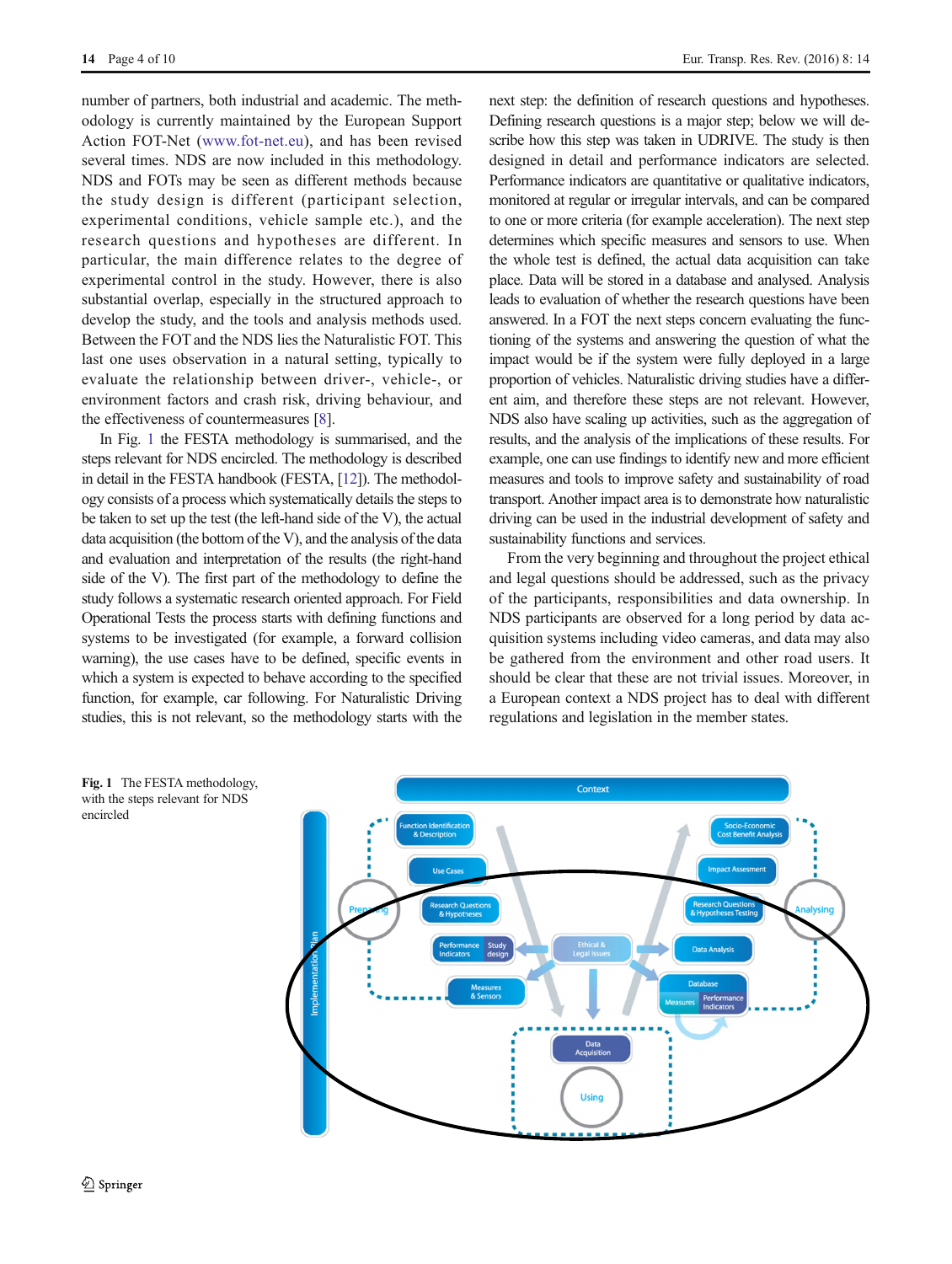number of partners, both industrial and academic. The methodology is currently maintained by the European Support Action FOT-Net (www.fot-net.eu), and has been revised several times. NDS are now included in this methodology. NDS and FOTs may be seen as different methods because the study design is different (participant selection, experimental conditions, vehicle sample etc.), and the research questions and hypotheses are different. In particular, the main difference relates to the degree of experimental control in the study. However, there is also substantial overlap, especially in the structured approach to develop the study, and the tools and analysis methods used. Between the FOT and the NDS lies the Naturalistic FOT. This last one uses observation in a natural setting, typically to evaluate the relationship between driver-, vehicle-, or environment factors and crash risk, driving behaviour, and the effectiveness of countermeasures [8].

In Fig. 1 the FESTA methodology is summarised, and the steps relevant for NDS encircled. The methodology is described in detail in the FESTA handbook (FESTA, [12]). The methodology consists of a process which systematically details the steps to be taken to set up the test (the left-hand side of the V), the actual data acquisition (the bottom of the V), and the analysis of the data and evaluation and interpretation of the results (the right-hand side of the V). The first part of the methodology to define the study follows a systematic research oriented approach. For Field Operational Tests the process starts with defining functions and systems to be investigated (for example, a forward collision warning), the use cases have to be defined, specific events in which a system is expected to behave according to the specified function, for example, car following. For Naturalistic Driving studies, this is not relevant, so the methodology starts with the next step: the definition of research questions and hypotheses. Defining research questions is a major step; below we will describe how this step was taken in UDRIVE. The study is then designed in detail and performance indicators are selected. Performance indicators are quantitative or qualitative indicators, monitored at regular or irregular intervals, and can be compared to one or more criteria (for example acceleration). The next step determines which specific measures and sensors to use. When the whole test is defined, the actual data acquisition can take place. Data will be stored in a database and analysed. Analysis leads to evaluation of whether the research questions have been answered. In a FOT the next steps concern evaluating the functioning of the systems and answering the question of what the impact would be if the system were fully deployed in a large proportion of vehicles. Naturalistic driving studies have a different aim, and therefore these steps are not relevant. However, NDS also have scaling up activities, such as the aggregation of results, and the analysis of the implications of these results. For example, one can use findings to identify new and more efficient measures and tools to improve safety and sustainability of road transport. Another impact area is to demonstrate how naturalistic driving can be used in the industrial development of safety and sustainability functions and services.

From the very beginning and throughout the project ethical and legal questions should be addressed, such as the privacy of the participants, responsibilities and data ownership. In NDS participants are observed for a long period by data acquisition systems including video cameras, and data may also be gathered from the environment and other road users. It should be clear that these are not trivial issues. Moreover, in a European context a NDS project has to deal with different regulations and legislation in the member states.

**Fig. 1** The FESTA methodology, with the steps relevant for NDS encircled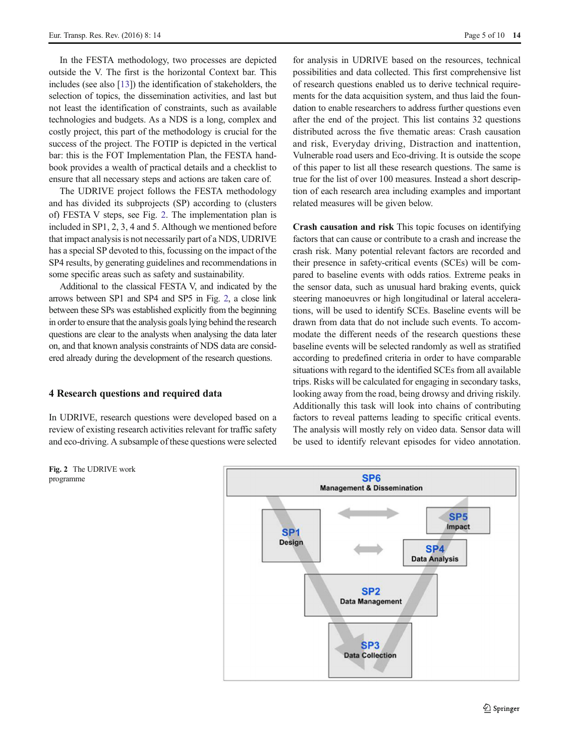In the FESTA methodology, two processes are depicted outside the V. The first is the horizontal Context bar. This includes (see also [13]) the identification of stakeholders, the selection of topics, the dissemination activities, and last but not least the identification of constraints, such as available technologies and budgets. As a NDS is a long, complex and costly project, this part of the methodology is crucial for the success of the project. The FOTIP is depicted in the vertical bar: this is the FOT Implementation Plan, the FESTA handbook provides a wealth of practical details and a checklist to ensure that all necessary steps and actions are taken care of.

The UDRIVE project follows the FESTA methodology and has divided its subprojects (SP) according to (clusters of) FESTA V steps, see Fig. 2. The implementation plan is included in SP1, 2, 3, 4 and 5. Although we mentioned before that impact analysis is not necessarily part of a NDS, UDRIVE has a special SP devoted to this, focussing on the impact of the SP4 results, by generating guidelines and recommendations in some specific areas such as safety and sustainability.

Additional to the classical FESTA V, and indicated by the arrows between SP1 and SP4 and SP5 in Fig. 2, a close link between these SPs was established explicitly from the beginning in order to ensure that the analysis goals lying behind the research questions are clear to the analysts when analysing the data later on, and that known analysis constraints of NDS data are considered already during the development of the research questions.

## 4 Research questions and required data

In UDRIVE, research questions were developed based on a review of existing research activities relevant for traffic safety and eco-driving. A subsample of these questions were selected for analysis in UDRIVE based on the resources, technical possibilities and data collected. This first comprehensive list of research questions enabled us to derive technical requirements for the data acquisition system, and thus laid the foundation to enable researchers to address further questions even after the end of the project. This list contains 32 questions distributed across the five thematic areas: Crash causation and risk, Everyday driving, Distraction and inattention, Vulnerable road users and Eco-driving. It is outside the scope of this paper to list all these research questions. The same is true for the list of over 100 measures. Instead a short description of each research area including examples and important related measures will be given below.

**Crash causation and risk** This topic focuses on identifying factors that can cause or contribute to a crash and increase the crash risk. Many potential relevant factors are recorded and their presence in safety-critical events (SCEs) will be compared to baseline events with odds ratios. Extreme peaks in the sensor data, such as unusual hard braking events, quick steering manoeuvres or high longitudinal or lateral accelerations, will be used to identify SCEs. Baseline events will be drawn from data that do not include such events. To accommodate the different needs of the research questions these baseline events will be selected randomly as well as stratified according to predefined criteria in order to have comparable situations with regard to the identified SCEs from all available trips. Risks will be calculated for engaging in secondary tasks, looking away from the road, being drowsy and driving riskily. Additionally this task will look into chains of contributing factors to reveal patterns leading to specific critical events. The analysis will mostly rely on video data. Sensor data will be used to identify relevant episodes for video annotation.

**Fig. 2** The UDRIVE work programme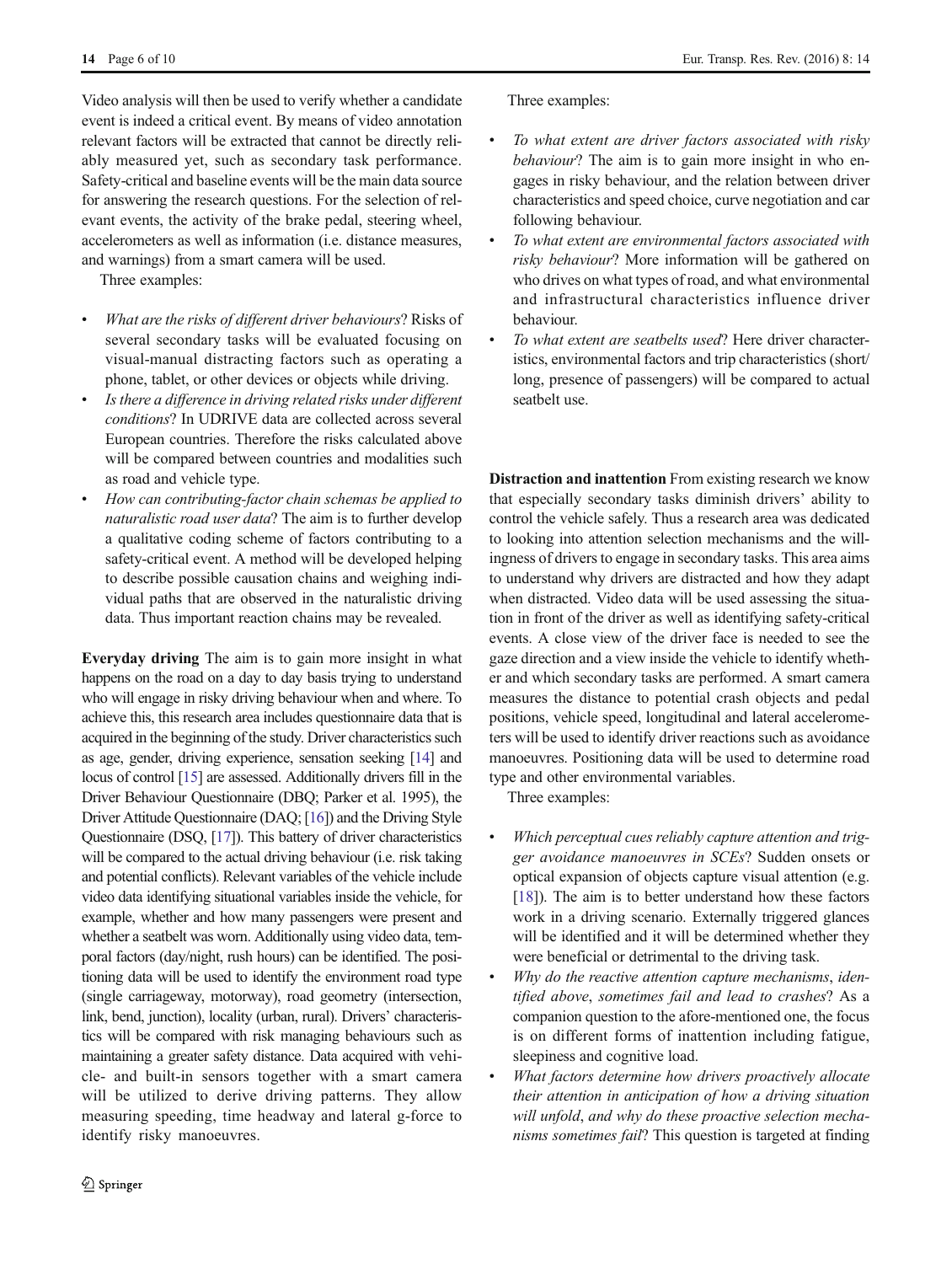Video analysis will then be used to verify whether a candidate event is indeed a critical event. By means of video annotation relevant factors will be extracted that cannot be directly reliably measured yet, such as secondary task performance. Safety-critical and baseline events will be the main data source for answering the research questions. For the selection of relevant events, the activity of the brake pedal, steering wheel, accelerometers as well as information (i.e. distance measures, and warnings) from a smart camera will be used.

Three examples:

- *What are the risks of different driver behaviours*? Risks of several secondary tasks will be evaluated focusing on visual-manual distracting factors such as operating a phone, tablet, or other devices or objects while driving.
- *Is there a difference in driving related risks under different conditions*? In UDRIVE data are collected across several European countries. Therefore the risks calculated above will be compared between countries and modalities such as road and vehicle type.
- *How can contributing-factor chain schemas be applied to naturalistic road user data*? The aim is to further develop a qualitative coding scheme of factors contributing to a safety-critical event. A method will be developed helping to describe possible causation chains and weighing individual paths that are observed in the naturalistic driving data. Thus important reaction chains may be revealed.

**Everyday driving** The aim is to gain more insight in what happens on the road on a day to day basis trying to understand who will engage in risky driving behaviour when and where. To achieve this, this research area includes questionnaire data that is acquired in the beginning of the study. Driver characteristics such as age, gender, driving experience, sensation seeking [14] and locus of control [15] are assessed. Additionally drivers fill in the Driver Behaviour Questionnaire (DBQ; Parker et al. 1995), the Driver Attitude Questionnaire (DAQ; [16]) and the Driving Style Questionnaire (DSQ, [17]). This battery of driver characteristics will be compared to the actual driving behaviour (i.e. risk taking and potential conflicts). Relevant variables of the vehicle include video data identifying situational variables inside the vehicle, for example, whether and how many passengers were present and whether a seatbelt was worn. Additionally using video data, temporal factors (day/night, rush hours) can be identified. The positioning data will be used to identify the environment road type (single carriageway, motorway), road geometry (intersection, link, bend, junction), locality (urban, rural). Drivers' characteristics will be compared with risk managing behaviours such as maintaining a greater safety distance. Data acquired with vehicle- and built-in sensors together with a smart camera will be utilized to derive driving patterns. They allow measuring speeding, time headway and lateral g-force to identify risky manoeuvres.

Three examples:

- *To what extent are driver factors associated with risky behaviour*? The aim is to gain more insight in who engages in risky behaviour, and the relation between driver characteristics and speed choice, curve negotiation and car following behaviour.
- *To what extent are environmental factors associated with risky behaviour*? More information will be gathered on who drives on what types of road, and what environmental and infrastructural characteristics influence driver behaviour.
- *To what extent are seatbelts used*? Here driver characteristics, environmental factors and trip characteristics (short/long, presence of passengers) will be compared to actual seatbelt use.

**Distraction and inattention** From existing research we know that especially secondary tasks diminish drivers' ability to control the vehicle safely. Thus a research area was dedicated to looking into attention selection mechanisms and the willingness of drivers to engage in secondary tasks. This area aims to understand why drivers are distracted and how they adapt when distracted. Video data will be used assessing the situation in front of the driver as well as identifying safety-critical events. A close view of the driver face is needed to see the gaze direction and a view inside the vehicle to identify whether and which secondary tasks are performed. A smart camera measures the distance to potential crash objects and pedal positions, vehicle speed, longitudinal and lateral accelerometers will be used to identify driver reactions such as avoidance manoeuvres. Positioning data will be used to determine road type and other environmental variables.

Three examples:

- *Which perceptual cues reliably capture attention and trigger avoidance manoeuvres in SCEs*? Sudden onsets or optical expansion of objects capture visual attention (e.g. [18]). The aim is to better understand how these factors work in a driving scenario. Externally triggered glances will be identified and it will be determined whether they were beneficial or detrimental to the driving task.
- *Why do the reactive attention capture mechanisms, identified above, sometimes fail and lead to crashes*? As a companion question to the afore-mentioned one, the focus is on different forms of inattention including fatigue, sleepiness and cognitive load.
- *What factors determine how drivers proactively allocate their attention in anticipation of how a driving situation will unfold, and why do these proactive selection mechanisms sometimes fail*? This question is targeted at finding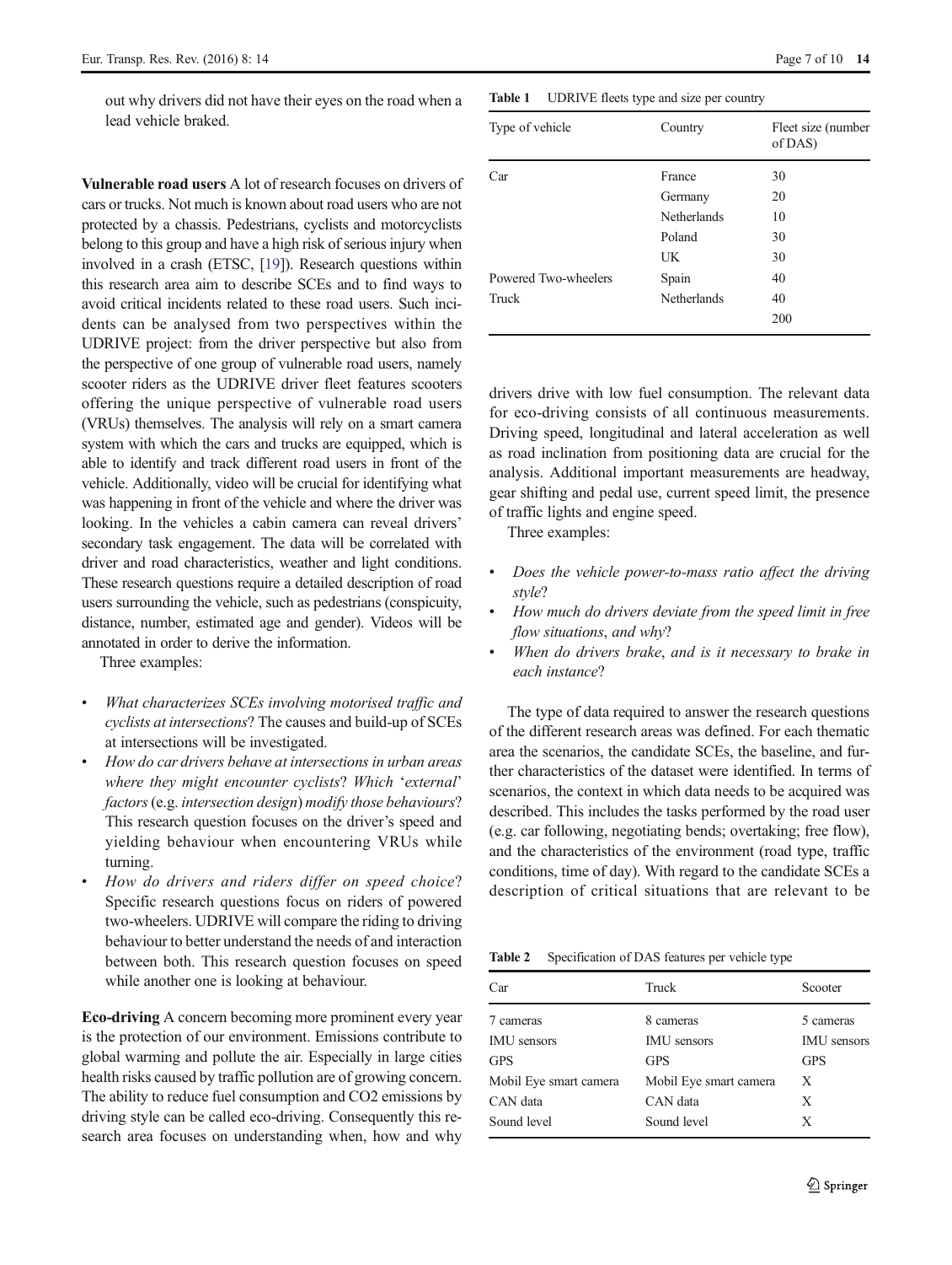out why drivers did not have their eyes on the road when a lead vehicle braked.

**Vulnerable road users** A lot of research focuses on drivers of cars or trucks. Not much is known about road users who are not protected by a chassis. Pedestrians, cyclists and motorcyclists belong to this group and have a high risk of serious injury when involved in a crash (ETSC, [19]). Research questions within this research area aim to describe SCEs and to find ways to avoid critical incidents related to these road users. Such incidents can be analysed from two perspectives within the UDRIVE project: from the driver perspective but also from the perspective of one group of vulnerable road users, namely scooter riders as the UDRIVE driver fleet features scooters offering the unique perspective of vulnerable road users (VRUs) themselves. The analysis will rely on a smart camera system with which the cars and trucks are equipped, which is able to identify and track different road users in front of the vehicle. Additionally, video will be crucial for identifying what was happening in front of the vehicle and where the driver was looking. In the vehicles a cabin camera can reveal drivers' secondary task engagement. The data will be correlated with driver and road characteristics, weather and light conditions. These research questions require a detailed description of road users surrounding the vehicle, such as pedestrians (conspicuity, distance, number, estimated age and gender). Videos will be annotated in order to derive the information.

Three examples:

- *What characterizes SCEs involving motorised traffic and cyclists at intersections*? The causes and build-up of SCEs at intersections will be investigated.
- *How do car drivers behave at intersections in urban areas where they might encounter cyclists*? *Which* '*external*' *factors* (e.g. *intersection design*) *modify those behaviours*? This research question focuses on the driver's speed and yielding behaviour when encountering VRUs while turning.
- *How do drivers and riders differ on speed choice*? Specific research questions focus on riders of powered two-wheelers. UDRIVE will compare the riding to driving behaviour to better understand the needs of and interaction between both. This research question focuses on speed while another one is looking at behaviour.

**Eco-driving** A concern becoming more prominent every year is the protection of our environment. Emissions contribute to global warming and pollute the air. Especially in large cities health risks caused by traffic pollution are of growing concern. The ability to reduce fuel consumption and $CO_2$ emissions by driving style can be called eco-driving. Consequently this research area focuses on understanding when, how and why drivers drive with low fuel consumption. The relevant data for eco-driving consists of all continuous measurements. Driving speed, longitudinal and lateral acceleration as well as road inclination from positioning data are crucial for the analysis. Additional important measurements are headway, gear shifting and pedal use, current speed limit, the presence of traffic lights and engine speed.

Three examples:

- *Does the vehicle power-to-mass ratio affect the driving style*?
- *How much do drivers deviate from the speed limit in free flow situations, and why*?
- *When do drivers brake*, *and is it necessary to brake in each instance*?

The type of data required to answer the research questions of the different research areas was defined. For each thematic area the scenarios, the candidate SCEs, the baseline, and further characteristics of the dataset were identified. In terms of scenarios, the context in which data needs to be acquired was described. This includes the tasks performed by the road user (e.g. car following, negotiating bends; overtaking; free flow), and the characteristics of the environment (road type, traffic conditions, time of day). With regard to the candidate SCEs a description of critical situations that are relevant to be

**Table 1** UDRIVE fleets type and size per country

| Type of vehicle | Country | Fleet size (number of DAS) |
|---|---|---|
| Car | France | 30 |
| | Germany | 20 |
| | Netherlands | 10 |
| | Poland | 30 |
| | UK | 30 |
| Powered Two-wheelers | Spain | 40 |
| Truck | Netherlands | 40 |
| | | 200 |

**Table 2** Specification of DAS features per vehicle type

| Car | Truck | Scooter |
|---|---|---|
| 7 cameras | 8 cameras | 5 cameras |
| IMU sensors | IMU sensors | IMU sensors |
| GPS | GPS | GPS |
| Mobil Eye smart camera | Mobil Eye smart camera | X |
| CAN data | CAN data | X |
| Sound level | Sound level | X |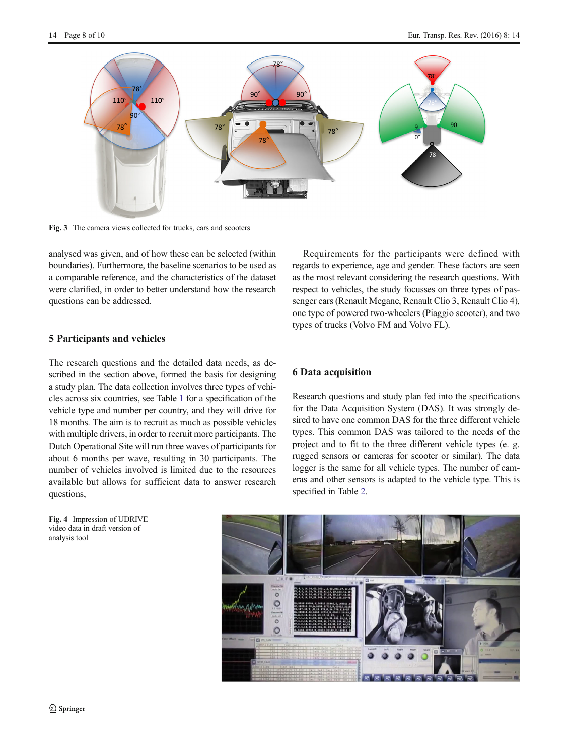Fig. 3 The camera views collected for trucks, cars and scooters

analysed was given, and of how these can be selected (within boundaries). Furthermore, the baseline scenarios to be used as a comparable reference, and the characteristics of the dataset were clarified, in order to better understand how the research questions can be addressed.

## 5 Participants and vehicles

The research questions and the detailed data needs, as described in the section above, formed the basis for designing a study plan. The data collection involves three types of vehicles across six countries, see Table 1 for a specification of the vehicle type and number per country, and they will drive for 18 months. The aim is to recruit as much as possible vehicles with multiple drivers, in order to recruit more participants. The Dutch Operational Site will run three waves of participants for about 6 months per wave, resulting in 30 participants. The number of vehicles involved is limited due to the resources available but allows for sufficient data to answer research questions,

Requirements for the participants were defined with regards to experience, age and gender. These factors are seen as the most relevant considering the research questions. With respect to vehicles, the study focusses on three types of passenger cars (Renault Megane, Renault Clio 3, Renault Clio 4), one type of powered two-wheelers (Piaggio scooter), and two types of trucks (Volvo FM and Volvo FL).

## 6 Data acquisition

Research questions and study plan fed into the specifications for the Data Acquisition System (DAS). It was strongly desired to have one common DAS for the three different vehicle types. This common DAS was tailored to the needs of the project and to fit to the three different vehicle types (e. g. rugged sensors or cameras for scooter or similar). The data logger is the same for all vehicle types. The number of cameras and other sensors is adapted to the vehicle type. This is specified in Table 2.

Fig. 4 Impression of UDRIVE video data in draft version of analysis tool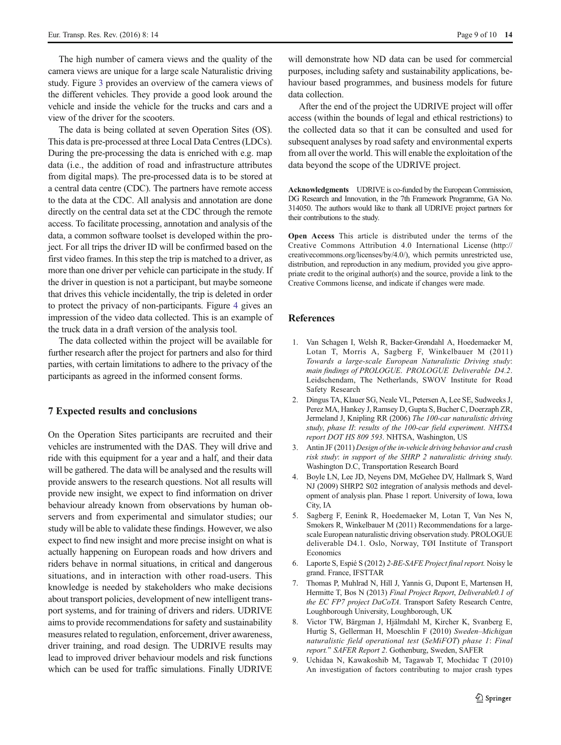The high number of camera views and the quality of the camera views are unique for a large scale Naturalistic driving study. Figure 3 provides an overview of the camera views of the different vehicles. They provide a good look around the vehicle and inside the vehicle for the trucks and cars and a view of the driver for the scooters.

The data is being collated at seven Operation Sites (OS). This data is pre-processed at three Local Data Centres (LDCs). During the pre-processing the data is enriched with e.g. map data (i.e., the addition of road and infrastructure attributes from digital maps). The pre-processed data is to be stored at a central data centre (CDC). The partners have remote access to the data at the CDC. All analysis and annotation are done directly on the central data set at the CDC through the remote access. To facilitate processing, annotation and analysis of the data, a common software toolset is developed within the project. For all trips the driver ID will be confirmed based on the first video frames. In this step the trip is matched to a driver, as more than one driver per vehicle can participate in the study. If the driver in question is not a participant, but maybe someone that drives this vehicle incidentally, the trip is deleted in order to protect the privacy of non-participants. Figure 4 gives an impression of the video data collected. This is an example of the truck data in a draft version of the analysis tool.

The data collected within the project will be available for further research after the project for partners and also for third parties, with certain limitations to adhere to the privacy of the participants as agreed in the informed consent forms.

## 7 Expected results and conclusions

On the Operation Sites participants are recruited and their vehicles are instrumented with the DAS. They will drive and ride with this equipment for a year and a half, and their data will be gathered. The data will be analysed and the results will provide answers to the research questions. Not all results will provide new insight, we expect to find information on driver behaviour already known from observations by human observers and from experimental and simulator studies; our study will be able to validate these findings. However, we also expect to find new insight and more precise insight on what is actually happening on European roads and how drivers and riders behave in normal situations, in critical and dangerous situations, and in interaction with other road-users. This knowledge is needed by stakeholders who make decisions about transport policies, development of new intelligent transport systems, and for training of drivers and riders. UDRIVE aims to provide recommendations for safety and sustainability measures related to regulation, enforcement, driver awareness, driver training, and road design. The UDRIVE results may lead to improved driver behaviour models and risk functions which can be used for traffic simulations. Finally UDRIVE will demonstrate how ND data can be used for commercial purposes, including safety and sustainability applications, behaviour based programmes, and business models for future data collection.

After the end of the project the UDRIVE project will offer access (within the bounds of legal and ethical restrictions) to the collected data so that it can be consulted and used for subsequent analyses by road safety and environmental experts from all over the world. This will enable the exploitation of the data beyond the scope of the UDRIVE project.

**Acknowledgments** UDRIVE is co-funded by the European Commission, DG Research and Innovation, in the 7th Framework Programme, GA No. 314050. The authors would like to thank all UDRIVE project partners for their contributions to the study.

**Open Access** This article is distributed under the terms of the Creative Commons Attribution 4.0 International License (http://creativecommons.org/licenses/by/4.0/), which permits unrestricted use, distribution, and reproduction in any medium, provided you give appropriate credit to the original author(s) and the source, provide a link to the Creative Commons license, and indicate if changes were made.

## References

1. Van Schagen I, Welsh R, Backer-Grøndahl A, Hoedemaeker M, Lotan T, Morris A, Sagberg F, Winkelbauer M (2011) *Towards a large-scale European Naturalistic Driving study: main findings of PROLOGUE. PROLOGUE Deliverable D4.2*. Leidschendam, The Netherlands, SWOV Institute for Road Safety Research
2. Dingus TA, Klauer SG, Neale VL, Petersen A, Lee SE, Sudweeks J, Perez MA, Hankey J, Ramsey D, Gupta S, Bucher C, Doerzaph ZR, Jermeland J, Knipling RR (2006) *The 100-car naturalistic driving study, phase II: results of the 100-car field experiment. NHTSA report DOT HS 809 593*. NHTSA, Washington, US
3. Antin JF (2011) *Design of the in-vehicle driving behavior and crash risk study: in support of the SHRP 2 naturalistic driving study*. Washington D.C, Transportation Research Board
4. Boyle LN, Lee JD, Neyens DM, McGehee DV, Hallmark S, Ward NJ (2009) SHRP2 S02 integration of analysis methods and development of analysis plan. Phase 1 report. University of Iowa, Iowa City, IA
5. Sagberg F, Eenink R, Hoedemaeker M, Lotan T, Van Nes N, Smokers R, Winkelbauer M (2011) Recommendations for a large-scale European naturalistic driving observation study. PROLOGUE deliverable D4.1. Oslo, Norway, TØI Institute of Transport Economics
6. Laporte S, Espié S (2012) *2-BE-SAFE Project final report.* Noisy le grand. France, IFSTTAR
7. Thomas P, Muhlrad N, Hill J, Yannis G, Dupont E, Martensen H, Hermitte T, Bos N (2013) *Final Project Report, Deliverable0.1 of the EC FP7 project DaCoTA*. Transport Safety Research Centre, Loughborough University, Loughborough, UK
8. Victor TW, Bärgman J, Hjälmdahl M, Kircher K, Svanberg E, Hurtig S, Gellerman H, Moeschlin F (2010) *Sweden–Michigan naturalistic field operational test (SeMiFOT) phase 1: Final report.*" *SAFER Report 2*. Gothenburg, Sweden, SAFER
9. Uchidaa N, Kawakoshib M, Tagawab T, Mochidac T (2010) An investigation of factors contributing to major crash types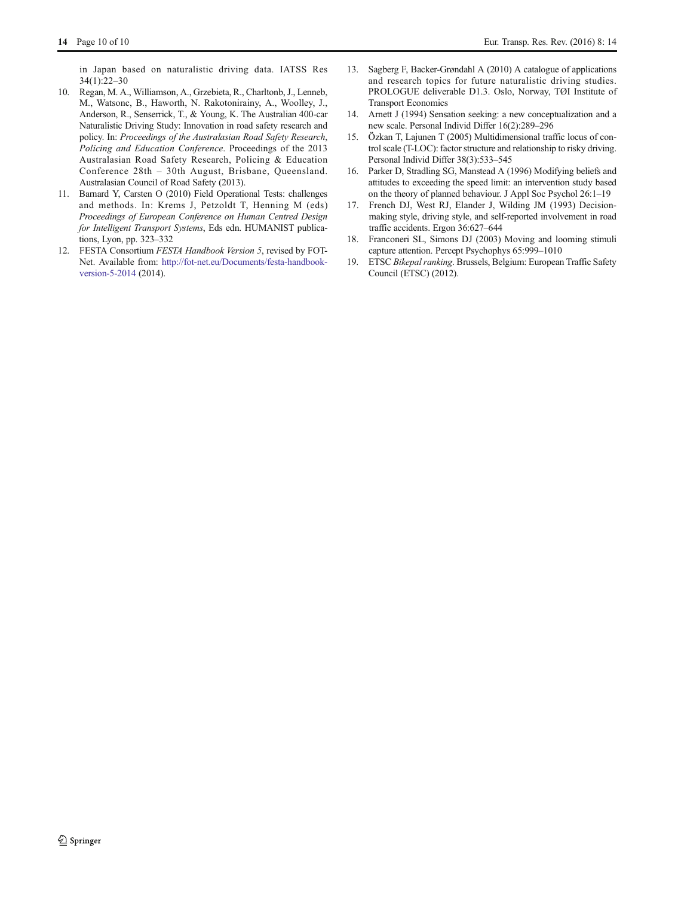in Japan based on naturalistic driving data. IATSS Res 34(1):22–30

10. Regan, M. A., Williamson, A., Grzebieta, R., Charltonb, J., Lenneb, M., Watsonc, B., Haworth, N. Rakotonirainy, A., Woolley, J., Anderson, R., Senserrick, T., & Young, K. The Australian 400-car Naturalistic Driving Study: Innovation in road safety research and policy. In: *Proceedings of the Australasian Road Safety Research, Policing and Education Conference*. Proceedings of the 2013 Australasian Road Safety Research, Policing & Education Conference 28th – 30th August, Brisbane, Queensland. Australasian Council of Road Safety (2013).
11. Barnard Y, Carsten O (2010) Field Operational Tests: challenges and methods. In: Krems J, Petzoldt T, Henning M (eds) *Proceedings of European Conference on Human Centred Design for Intelligent Transport Systems*, Eds edn. HUMANIST publications, Lyon, pp. 323–332
12. FESTA Consortium *FESTA Handbook Version 5*, revised by FOT-Net. Available from: http://fot-net.eu/Documents/festa-handbook-version-5-2014 (2014).
13. Sagberg F, Backer-Grøndahl A (2010) A catalogue of applications and research topics for future naturalistic driving studies. PROLOGUE deliverable D1.3. Oslo, Norway, TØI Institute of Transport Economics
14. Arnett J (1994) Sensation seeking: a new conceptualization and a new scale. Personal Individ Differ 16(2):289–296
15. Özkan T, Lajunen T (2005) Multidimensional traffic locus of control scale (T-LOC): factor structure and relationship to risky driving. Personal Individ Differ 38(3):533–545
16. Parker D, Stradling SG, Manstead A (1996) Modifying beliefs and attitudes to exceeding the speed limit: an intervention study based on the theory of planned behaviour. J Appl Soc Psychol 26:1–19
17. French DJ, West RJ, Elander J, Wilding JM (1993) Decision-making style, driving style, and self-reported involvement in road traffic accidents. Ergon 36:627–644
18. Franconeri SL, Simons DJ (2003) Moving and looming stimuli capture attention. Percept Psychophys 65:999–1010
19. ETSC *Bikepal ranking*. Brussels, Belgium: European Traffic Safety Council (ETSC) (2012).